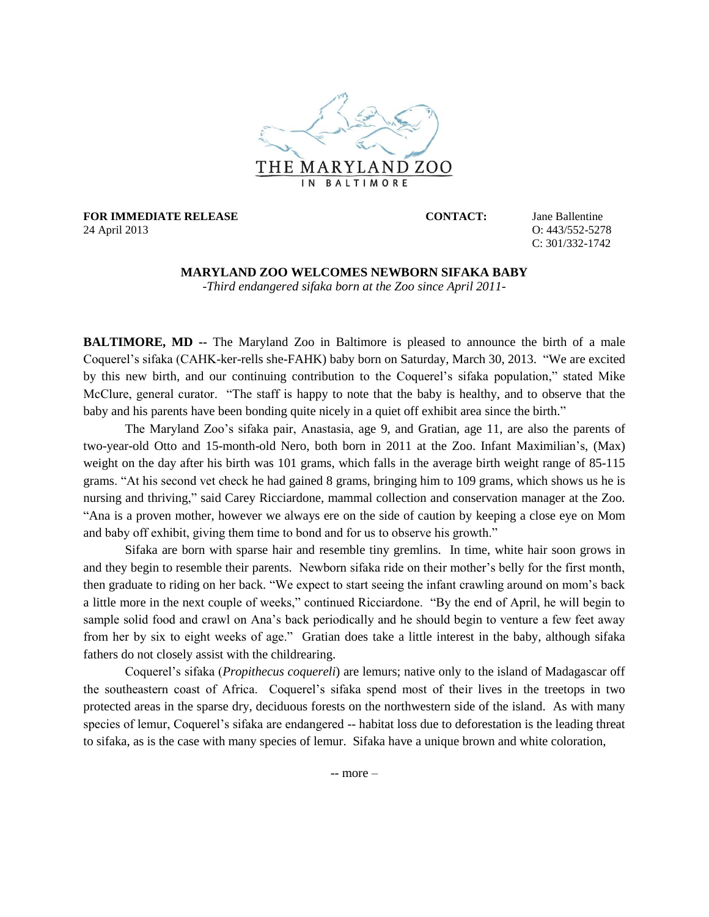THE MARYLAND ZOO IN BALTIMORE

**FOR IMMEDIATE RELEASE**
24 April 2013

**CONTACT:** Jane Ballentine
O: 443/552-5278
C: 301/332-1742

## MARYLAND ZOO WELCOMES NEWBORN SIFAKA BABY

*-Third endangered sifaka born at the Zoo since April 2011-*

**BALTIMORE, MD --** The Maryland Zoo in Baltimore is pleased to announce the birth of a male Coquerel's sifaka (CAHK-ker-rells she-FAHK) baby born on Saturday, March 30, 2013. "We are excited by this new birth, and our continuing contribution to the Coquerel's sifaka population," stated Mike McClure, general curator. "The staff is happy to note that the baby is healthy, and to observe that the baby and his parents have been bonding quite nicely in a quiet off exhibit area since the birth."

The Maryland Zoo's sifaka pair, Anastasia, age 9, and Gratian, age 11, are also the parents of two-year-old Otto and 15-month-old Nero, both born in 2011 at the Zoo. Infant Maximilian's, (Max) weight on the day after his birth was 101 grams, which falls in the average birth weight range of 85-115 grams. "At his second vet check he had gained 8 grams, bringing him to 109 grams, which shows us he is nursing and thriving," said Carey Ricciardone, mammal collection and conservation manager at the Zoo. "Ana is a proven mother, however we always ere on the side of caution by keeping a close eye on Mom and baby off exhibit, giving them time to bond and for us to observe his growth."

Sifaka are born with sparse hair and resemble tiny gremlins. In time, white hair soon grows in and they begin to resemble their parents. Newborn sifaka ride on their mother's belly for the first month, then graduate to riding on her back. "We expect to start seeing the infant crawling around on mom's back a little more in the next couple of weeks," continued Ricciardone. "By the end of April, he will begin to sample solid food and crawl on Ana's back periodically and he should begin to venture a few feet away from her by six to eight weeks of age." Gratian does take a little interest in the baby, although sifaka fathers do not closely assist with the childrearing.

Coquerel's sifaka (*Propithecus coquereli*) are lemurs; native only to the island of Madagascar off the southeastern coast of Africa. Coquerel's sifaka spend most of their lives in the treetops in two protected areas in the sparse dry, deciduous forests on the northwestern side of the island. As with many species of lemur, Coquerel's sifaka are endangered -- habitat loss due to deforestation is the leading threat to sifaka, as is the case with many species of lemur. Sifaka have a unique brown and white coloration,

-- more –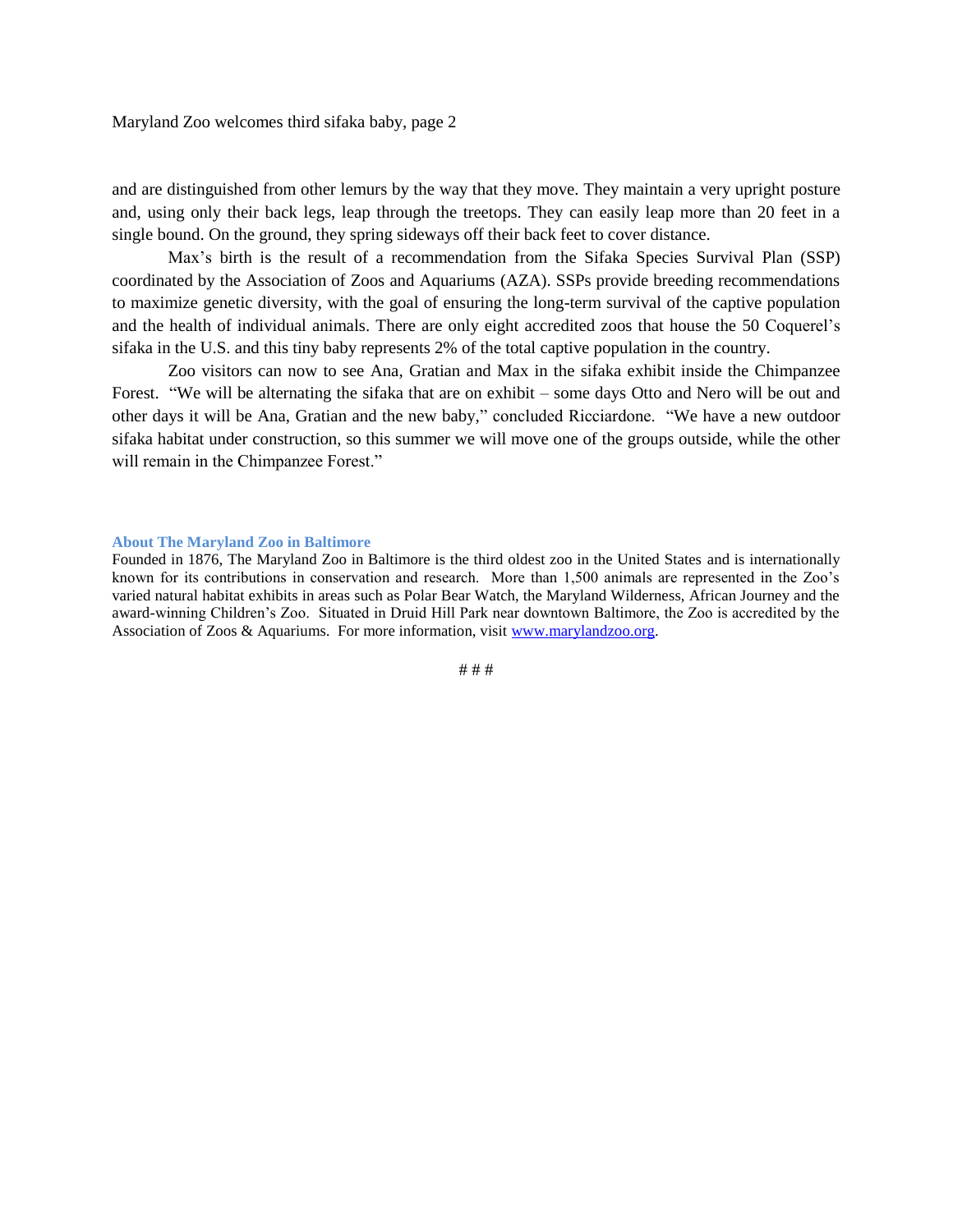and are distinguished from other lemurs by the way that they move. They maintain a very upright posture and, using only their back legs, leap through the treetops. They can easily leap more than 20 feet in a single bound. On the ground, they spring sideways off their back feet to cover distance.

Max's birth is the result of a recommendation from the Sifaka Species Survival Plan (SSP) coordinated by the Association of Zoos and Aquariums (AZA). SSPs provide breeding recommendations to maximize genetic diversity, with the goal of ensuring the long-term survival of the captive population and the health of individual animals. There are only eight accredited zoos that house the 50 Coquerel's sifaka in the U.S. and this tiny baby represents 2% of the total captive population in the country.

Zoo visitors can now to see Ana, Gratian and Max in the sifaka exhibit inside the Chimpanzee Forest. "We will be alternating the sifaka that are on exhibit – some days Otto and Nero will be out and other days it will be Ana, Gratian and the new baby," concluded Ricciardone. "We have a new outdoor sifaka habitat under construction, so this summer we will move one of the groups outside, while the other will remain in the Chimpanzee Forest."

**About The Maryland Zoo in Baltimore**

Founded in 1876, The Maryland Zoo in Baltimore is the third oldest zoo in the United States and is internationally known for its contributions in conservation and research. More than 1,500 animals are represented in the Zoo's varied natural habitat exhibits in areas such as Polar Bear Watch, the Maryland Wilderness, African Journey and the award-winning Children's Zoo. Situated in Druid Hill Park near downtown Baltimore, the Zoo is accredited by the Association of Zoos & Aquariums. For more information, visit [www.marylandzoo.org](www.marylandzoo.org).

# # #